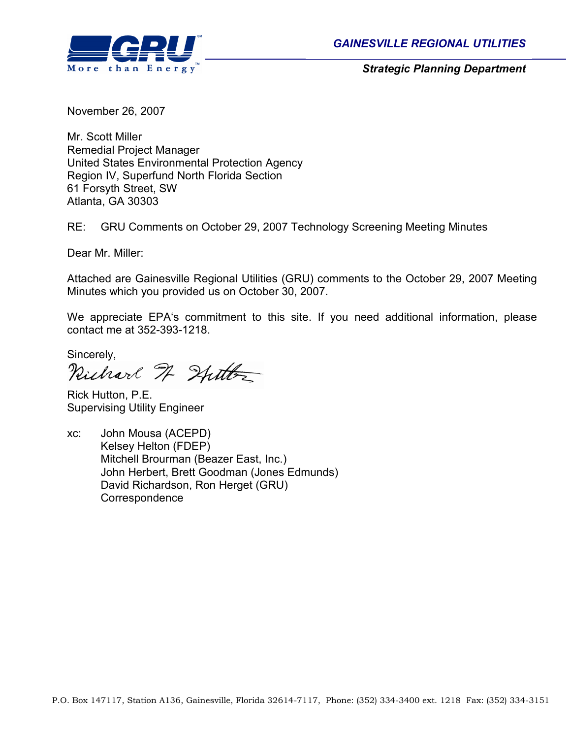**GAINESVILLE REGIONAL UTILITIES**

***Strategic Planning Department***

November 26, 2007

Mr. Scott Miller
Remedial Project Manager
United States Environmental Protection Agency
Region IV, Superfund North Florida Section
61 Forsyth Street, SW
Atlanta, GA 30303

RE: GRU Comments on October 29, 2007 Technology Screening Meeting Minutes

Dear Mr. Miller:

Attached are Gainesville Regional Utilities (GRU) comments to the October 29, 2007 Meeting Minutes which you provided us on October 30, 2007.

We appreciate EPA's commitment to this site. If you need additional information, please contact me at 352-393-1218.

Sincerely,

Rick Hutton, P.E.
Supervising Utility Engineer

xc: John Mousa (ACEPD)
Kelsey Helton (FDEP)
Mitchell Brourman (Beazer East, Inc.)
John Herbert, Brett Goodman (Jones Edmunds)
David Richardson, Ron Herget (GRU)
Correspondence

P.O. Box 147117, Station A136, Gainesville, Florida 32614-7117, Phone: (352) 334-3400 ext. 1218 Fax: (352) 334-3151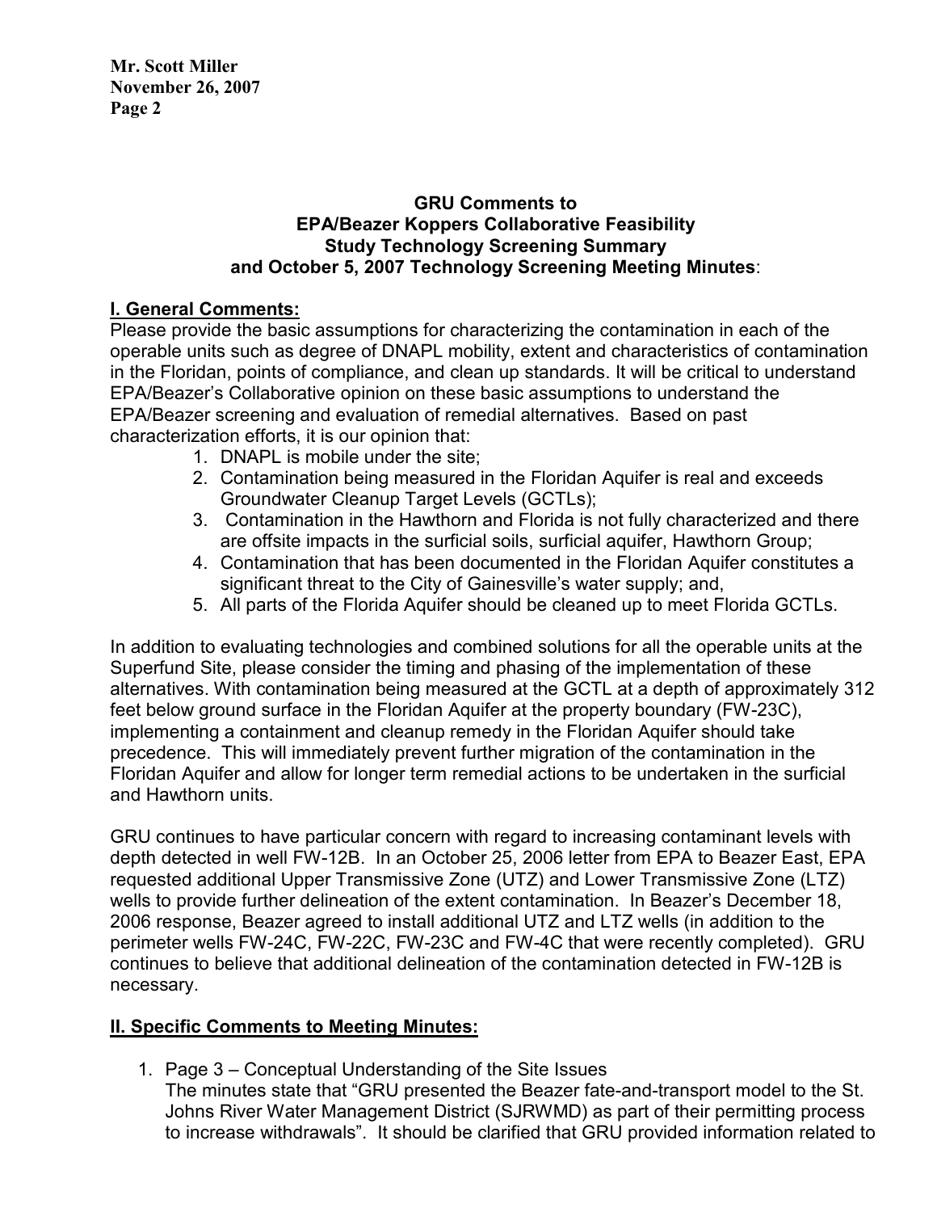**GRU Comments to EPA/Beazer Koppers Collaborative Feasibility Study Technology Screening Summary and October 5, 2007 Technology Screening Meeting Minutes**:

## I. General Comments:

Please provide the basic assumptions for characterizing the contamination in each of the operable units such as degree of DNAPL mobility, extent and characteristics of contamination in the Floridan, points of compliance, and clean up standards. It will be critical to understand EPA/Beazer's Collaborative opinion on these basic assumptions to understand the EPA/Beazer screening and evaluation of remedial alternatives. Based on past characterization efforts, it is our opinion that:

1. DNAPL is mobile under the site;
2. Contamination being measured in the Floridan Aquifer is real and exceeds Groundwater Cleanup Target Levels (GCTLs);
3. Contamination in the Hawthorn and Florida is not fully characterized and there are offsite impacts in the surficial soils, surficial aquifer, Hawthorn Group;
4. Contamination that has been documented in the Floridan Aquifer constitutes a significant threat to the City of Gainesville's water supply; and,
5. All parts of the Florida Aquifer should be cleaned up to meet Florida GCTLs.

In addition to evaluating technologies and combined solutions for all the operable units at the Superfund Site, please consider the timing and phasing of the implementation of these alternatives. With contamination being measured at the GCTL at a depth of approximately 312 feet below ground surface in the Floridan Aquifer at the property boundary (FW-23C), implementing a containment and cleanup remedy in the Floridan Aquifer should take precedence. This will immediately prevent further migration of the contamination in the Floridan Aquifer and allow for longer term remedial actions to be undertaken in the surficial and Hawthorn units.

GRU continues to have particular concern with regard to increasing contaminant levels with depth detected in well FW-12B. In an October 25, 2006 letter from EPA to Beazer East, EPA requested additional Upper Transmissive Zone (UTZ) and Lower Transmissive Zone (LTZ) wells to provide further delineation of the extent contamination. In Beazer's December 18, 2006 response, Beazer agreed to install additional UTZ and LTZ wells (in addition to the perimeter wells FW-24C, FW-22C, FW-23C and FW-4C that were recently completed). GRU continues to believe that additional delineation of the contamination detected in FW-12B is necessary.

## II. Specific Comments to Meeting Minutes:

1. Page 3 – Conceptual Understanding of the Site Issues
   The minutes state that "GRU presented the Beazer fate-and-transport model to the St. Johns River Water Management District (SJRWMD) as part of their permitting process to increase withdrawals". It should be clarified that GRU provided information related to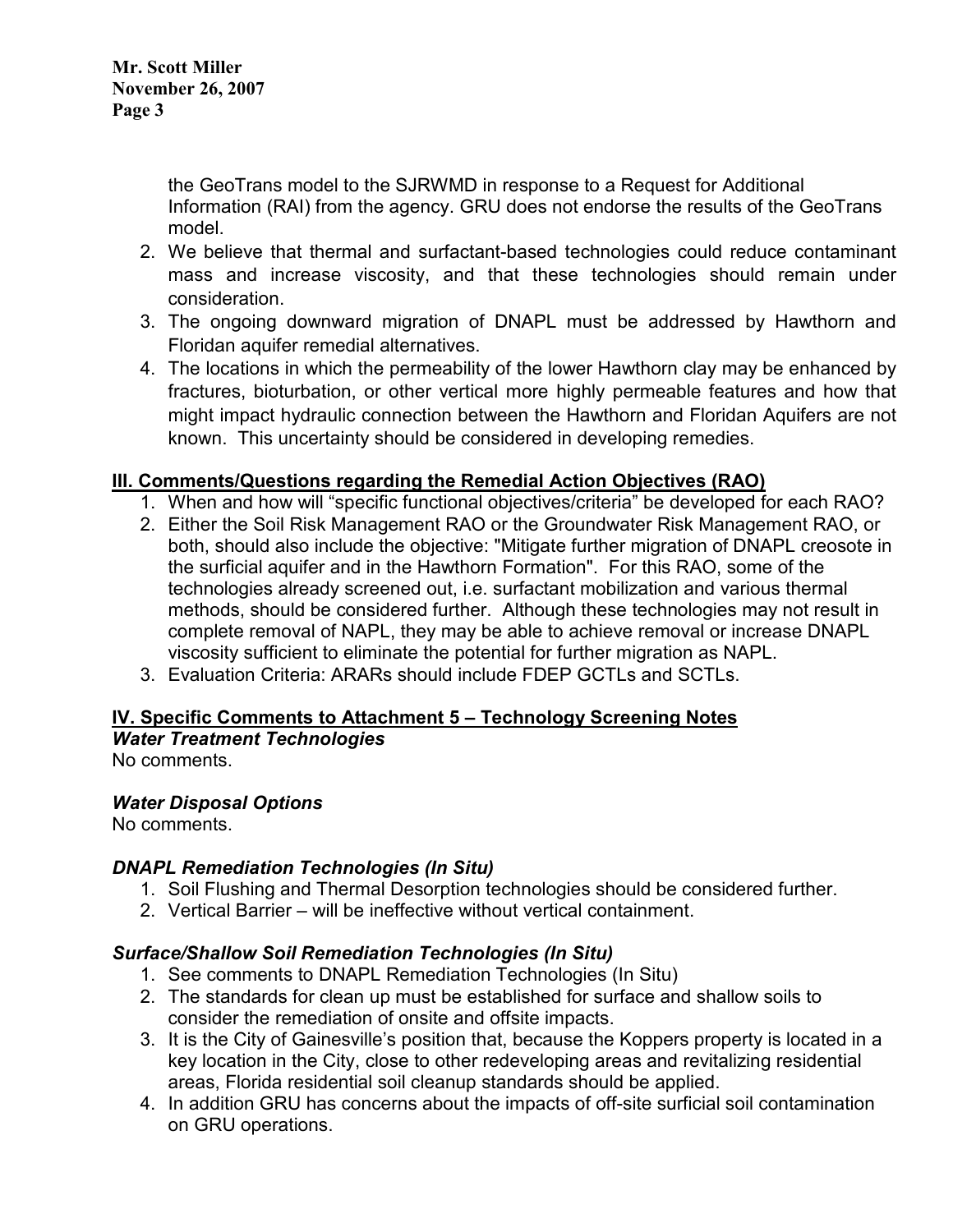the GeoTrans model to the SJRWMD in response to a Request for Additional Information (RAI) from the agency. GRU does not endorse the results of the GeoTrans model.

2. We believe that thermal and surfactant-based technologies could reduce contaminant mass and increase viscosity, and that these technologies should remain under consideration.
3. The ongoing downward migration of DNAPL must be addressed by Hawthorn and Floridan aquifer remedial alternatives.
4. The locations in which the permeability of the lower Hawthorn clay may be enhanced by fractures, bioturbation, or other vertical more highly permeable features and how that might impact hydraulic connection between the Hawthorn and Floridan Aquifers are not known. This uncertainty should be considered in developing remedies.

## III. Comments/Questions regarding the Remedial Action Objectives (RAO)

1. When and how will "specific functional objectives/criteria" be developed for each RAO?
2. Either the Soil Risk Management RAO or the Groundwater Risk Management RAO, or both, should also include the objective: "Mitigate further migration of DNAPL creosote in the surficial aquifer and in the Hawthorn Formation". For this RAO, some of the technologies already screened out, i.e. surfactant mobilization and various thermal methods, should be considered further. Although these technologies may not result in complete removal of NAPL, they may be able to achieve removal or increase DNAPL viscosity sufficient to eliminate the potential for further migration as NAPL.
3. Evaluation Criteria: ARARs should include FDEP GCTLs and SCTLs.

## IV. Specific Comments to Attachment 5 – Technology Screening Notes

### *Water Treatment Technologies*

No comments.

### *Water Disposal Options*

No comments.

### *DNAPL Remediation Technologies (In Situ)*

1. Soil Flushing and Thermal Desorption technologies should be considered further.
2. Vertical Barrier – will be ineffective without vertical containment.

### *Surface/Shallow Soil Remediation Technologies (In Situ)*

1. See comments to DNAPL Remediation Technologies (In Situ)
2. The standards for clean up must be established for surface and shallow soils to consider the remediation of onsite and offsite impacts.
3. It is the City of Gainesville's position that, because the Koppers property is located in a key location in the City, close to other redeveloping areas and revitalizing residential areas, Florida residential soil cleanup standards should be applied.
4. In addition GRU has concerns about the impacts of off-site surficial soil contamination on GRU operations.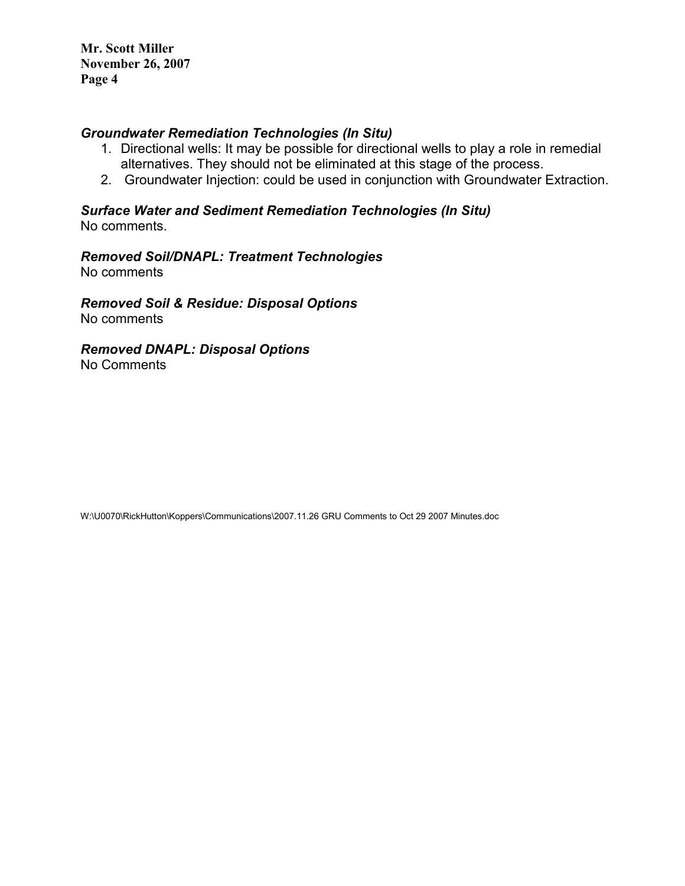### *Groundwater Remediation Technologies (In Situ)*

1. Directional wells: It may be possible for directional wells to play a role in remedial alternatives. They should not be eliminated at this stage of the process.
2. Groundwater Injection: could be used in conjunction with Groundwater Extraction.

### *Surface Water and Sediment Remediation Technologies (In Situ)*

No comments.

### *Removed Soil/DNAPL: Treatment Technologies*

No comments

### *Removed Soil & Residue: Disposal Options*

No comments

### *Removed DNAPL: Disposal Options*

No Comments

W:\U0070\RickHutton\Koppers\Communications\2007.11.26 GRU Comments to Oct 29 2007 Minutes.doc